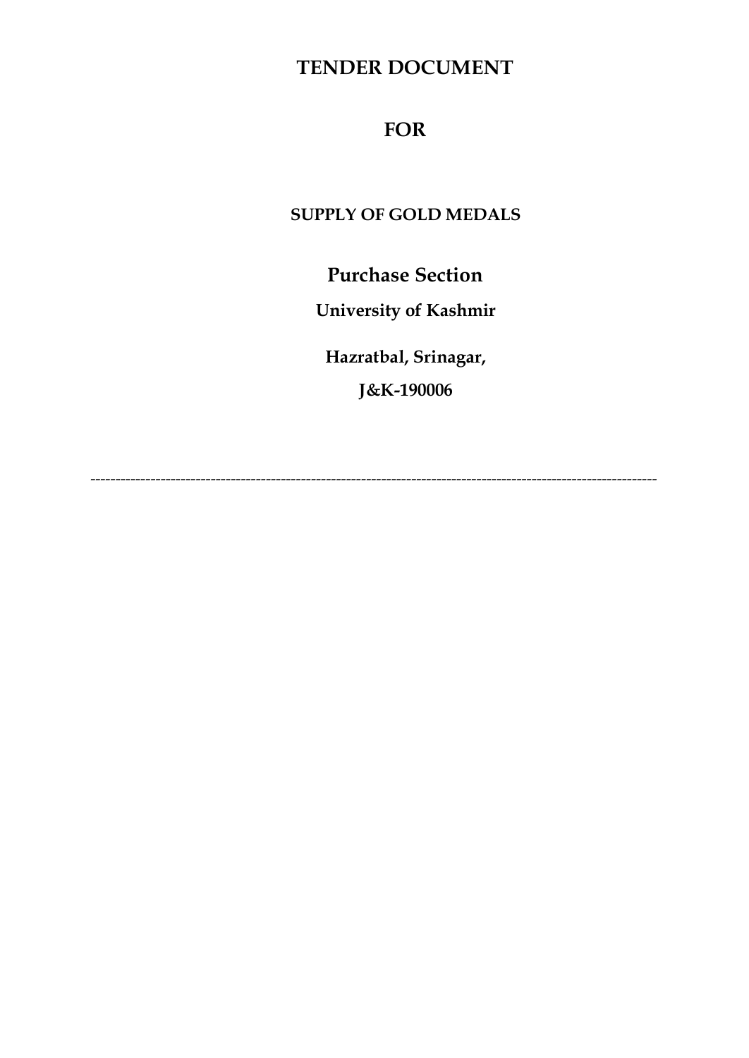# TENDER DOCUMENT

# FOR

## SUPPLY OF GOLD MEDALS

## Purchase Section

**University of Kashmir**

**Hazratbal, Srinagar,**

**J&K-190006**

---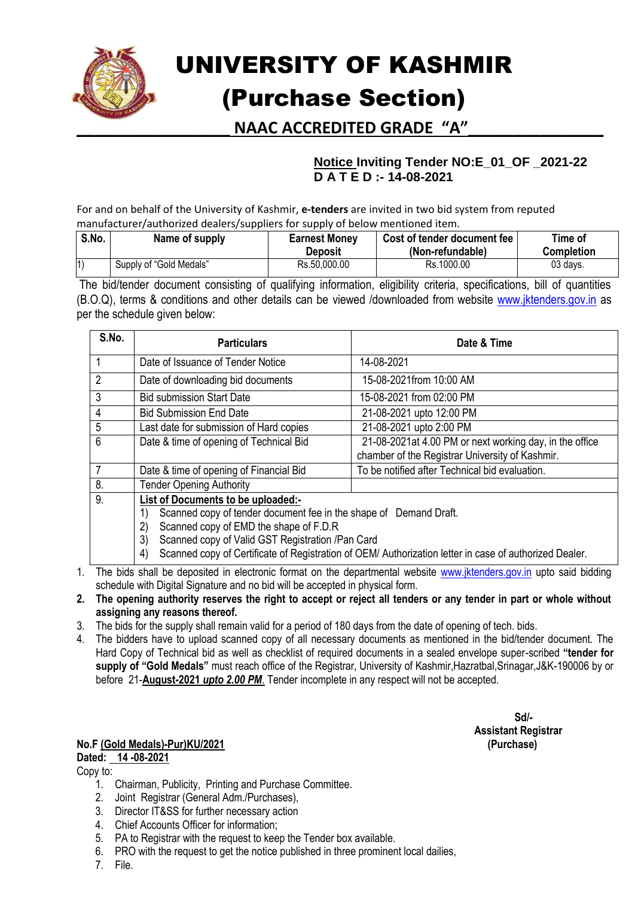# UNIVERSITY OF KASHMIR

# (Purchase Section)

## NAAC ACCREDITED GRADE "A"

**Notice Inviting Tender NO:E_01_OF _2021-22**
**D A T E D :- 14-08-2021**

For and on behalf of the University of Kashmir, **e-tenders** are invited in two bid system from reputed manufacturer/authorized dealers/suppliers for supply of below mentioned item.

| S.No. | Name of supply | Earnest Money Deposit | Cost of tender document fee (Non-refundable) | Time of Completion |
|---|---|---|---|---|
| 1) | Supply of "Gold Medals" | Rs.50,000.00 | Rs.1000.00 | 03 days. |

The bid/tender document consisting of qualifying information, eligibility criteria, specifications, bill of quantities (B.O.Q), terms & conditions and other details can be viewed /downloaded from website www.jktenders.gov.in as per the schedule given below:

| S.No. | Particulars | Date & Time |
|---|---|---|
| 1 | Date of Issuance of Tender Notice | 14-08-2021 |
| 2 | Date of downloading bid documents | 15-08-2021from 10:00 AM |
| 3 | Bid submission Start Date | 15-08-2021 from 02:00 PM |
| 4 | Bid Submission End Date | 21-08-2021 upto 12:00 PM |
| 5 | Last date for submission of Hard copies | 21-08-2021 upto 2:00 PM |
| 6 | Date & time of opening of Technical Bid | 21-08-2021at 4.00 PM or next working day, in the office chamber of the Registrar University of Kashmir. |
| 7 | Date & time of opening of Financial Bid | To be notified after Technical bid evaluation. |
| 8. | Tender Opening Authority | |
| 9. | **List of Documents to be uploaded:-** 1) Scanned copy of tender document fee in the shape of Demand Draft. 2) Scanned copy of EMD the shape of F.D.R 3) Scanned copy of Valid GST Registration /Pan Card 4) Scanned copy of Certificate of Registration of OEM/ Authorization letter in case of authorized Dealer. | |

1. The bids shall be deposited in electronic format on the departmental website www.jktenders.gov.in upto said bidding schedule with Digital Signature and no bid will be accepted in physical form.
2. **The opening authority reserves the right to accept or reject all tenders or any tender in part or whole without assigning any reasons thereof.**
3. The bids for the supply shall remain valid for a period of 180 days from the date of opening of tech. bids.
4. The bidders have to upload scanned copy of all necessary documents as mentioned in the bid/tender document. The Hard Copy of Technical bid as well as checklist of required documents in a sealed envelope super-scribed **"tender for supply of "Gold Medals"** must reach office of the Registrar, University of Kashmir,Hazratbal,Srinagar,J&K-190006 by or before 21-**August-2021 *upto 2.00 PM*.** Tender incomplete in any respect will not be accepted.

**Sd/-**
**Assistant Registrar**
**(Purchase)**

**No.F (Gold Medals)-Pur)KU/2021**
**Dated: 14 -08-2021**

Copy to:

1. Chairman, Publicity, Printing and Purchase Committee.
2. Joint Registrar (General Adm./Purchases),
3. Director IT&SS for further necessary action
4. Chief Accounts Officer for information;
5. PA to Registrar with the request to keep the Tender box available.
6. PRO with the request to get the notice published in three prominent local dailies,
7. File.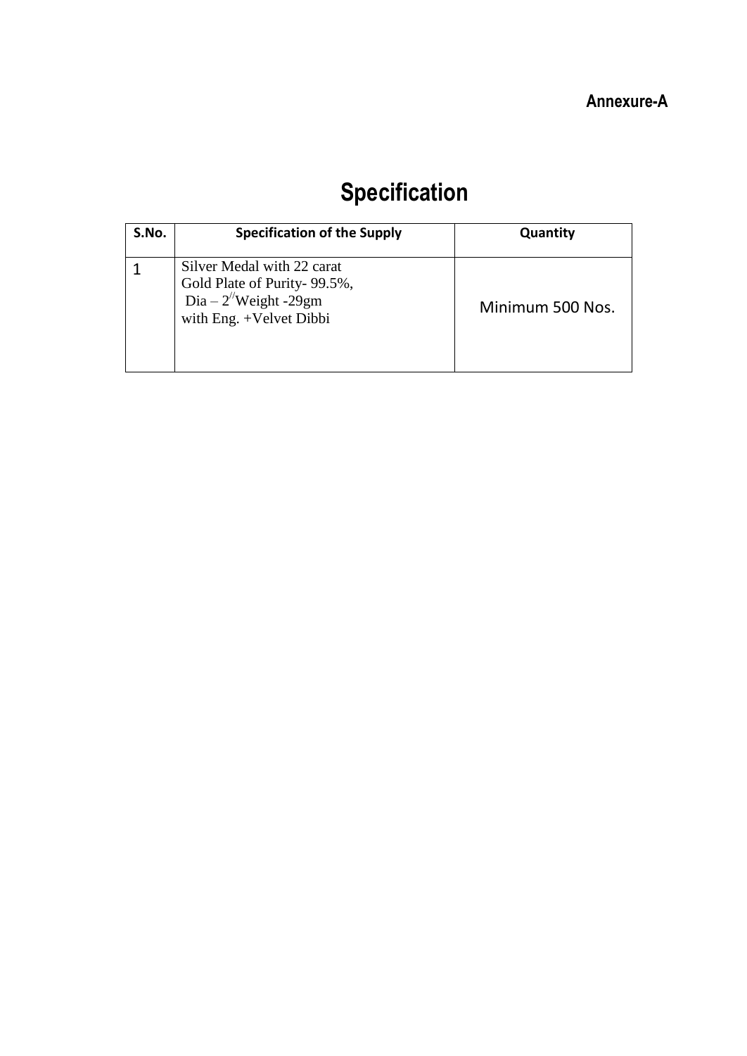**Annexure-A**

# Specification

| S.No. | Specification of the Supply | Quantity |
|---|---|---|
| 1 | Silver Medal with 22 carat Gold Plate of Purity- 99.5%, Dia – 2// Weight -29gm with Eng. +Velvet Dibbi | Minimum 500 Nos. |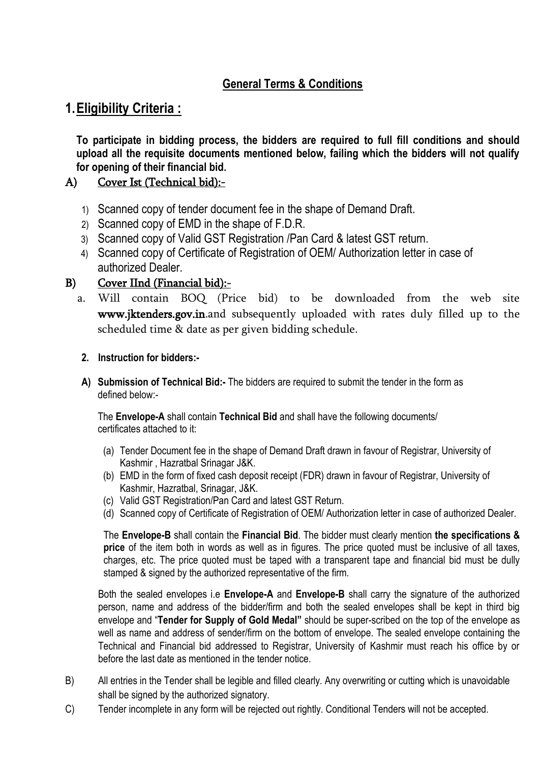## General Terms & Conditions

# 1. Eligibility Criteria :

**To participate in bidding process, the bidders are required to full fill conditions and should upload all the requisite documents mentioned below, failing which the bidders will not qualify for opening of their financial bid.**

### A) Cover Ist (Technical bid):-

1) Scanned copy of tender document fee in the shape of Demand Draft.
2) Scanned copy of EMD in the shape of F.D.R.
3) Scanned copy of Valid GST Registration /Pan Card & latest GST return.
4) Scanned copy of Certificate of Registration of OEM/ Authorization letter in case of authorized Dealer.

### B) Cover IInd (Financial bid):-

a. Will contain BOQ (Price bid) to be downloaded from the web site **www.jktenders.gov.in**.and subsequently uploaded with rates duly filled up to the scheduled time & date as per given bidding schedule.

**2. Instruction for bidders:-**

**A) Submission of Technical Bid:-** The bidders are required to submit the tender in the form as defined below:-

The **Envelope-A** shall contain **Technical Bid** and shall have the following documents/ certificates attached to it:

(a) Tender Document fee in the shape of Demand Draft drawn in favour of Registrar, University of Kashmir , Hazratbal Srinagar J&K.
(b) EMD in the form of fixed cash deposit receipt (FDR) drawn in favour of Registrar, University of Kashmir, Hazratbal, Srinagar, J&K.
(c) Valid GST Registration/Pan Card and latest GST Return.
(d) Scanned copy of Certificate of Registration of OEM/ Authorization letter in case of authorized Dealer.

The **Envelope-B** shall contain the **Financial Bid**. The bidder must clearly mention **the specifications & price** of the item both in words as well as in figures. The price quoted must be inclusive of all taxes, charges, etc. The price quoted must be taped with a transparent tape and financial bid must be dully stamped & signed by the authorized representative of the firm.

Both the sealed envelopes i.e **Envelope-A** and **Envelope-B** shall carry the signature of the authorized person, name and address of the bidder/firm and both the sealed envelopes shall be kept in third big envelope and "**Tender for Supply of Gold Medal"** should be super-scribed on the top of the envelope as well as name and address of sender/firm on the bottom of envelope. The sealed envelope containing the Technical and Financial bid addressed to Registrar, University of Kashmir must reach his office by or before the last date as mentioned in the tender notice.

B) All entries in the Tender shall be legible and filled clearly. Any overwriting or cutting which is unavoidable shall be signed by the authorized signatory.

C) Tender incomplete in any form will be rejected out rightly. Conditional Tenders will not be accepted.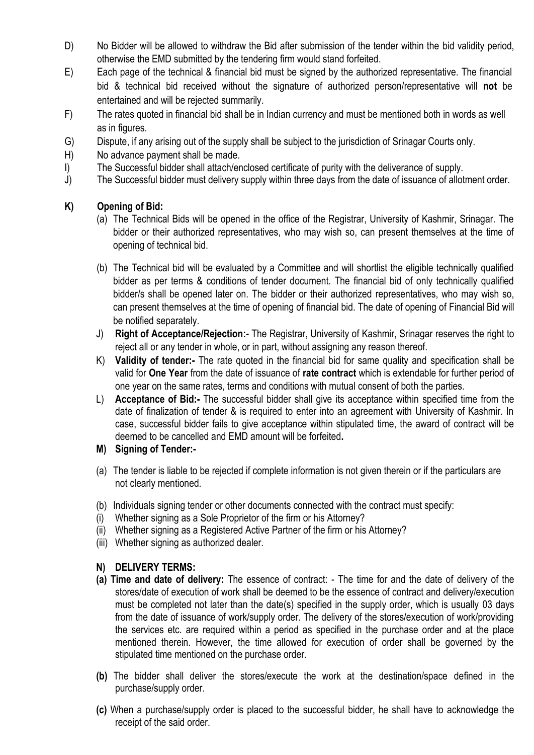D) No Bidder will be allowed to withdraw the Bid after submission of the tender within the bid validity period, otherwise the EMD submitted by the tendering firm would stand forfeited.

E) Each page of the technical & financial bid must be signed by the authorized representative. The financial bid & technical bid received without the signature of authorized person/representative will **not** be entertained and will be rejected summarily.

F) The rates quoted in financial bid shall be in Indian currency and must be mentioned both in words as well as in figures.

G) Dispute, if any arising out of the supply shall be subject to the jurisdiction of Srinagar Courts only.

H) No advance payment shall be made.

I) The Successful bidder shall attach/enclosed certificate of purity with the deliverance of supply.

J) The Successful bidder must delivery supply within three days from the date of issuance of allotment order.

**K) Opening of Bid:**

(a) The Technical Bids will be opened in the office of the Registrar, University of Kashmir, Srinagar. The bidder or their authorized representatives, who may wish so, can present themselves at the time of opening of technical bid.

(b) The Technical bid will be evaluated by a Committee and will shortlist the eligible technically qualified bidder as per terms & conditions of tender document. The financial bid of only technically qualified bidder/s shall be opened later on. The bidder or their authorized representatives, who may wish so, can present themselves at the time of opening of financial bid. The date of opening of Financial Bid will be notified separately.

J) **Right of Acceptance/Rejection:-** The Registrar, University of Kashmir, Srinagar reserves the right to reject all or any tender in whole, or in part, without assigning any reason thereof.

K) **Validity of tender:-** The rate quoted in the financial bid for same quality and specification shall be valid for **One Year** from the date of issuance of **rate contract** which is extendable for further period of one year on the same rates, terms and conditions with mutual consent of both the parties.

L) **Acceptance of Bid:-** The successful bidder shall give its acceptance within specified time from the date of finalization of tender & is required to enter into an agreement with University of Kashmir. In case, successful bidder fails to give acceptance within stipulated time, the award of contract will be deemed to be cancelled and EMD amount will be forfeited**.**

**M) Signing of Tender:-**

(a) The tender is liable to be rejected if complete information is not given therein or if the particulars are not clearly mentioned.

(b) Individuals signing tender or other documents connected with the contract must specify:

(i) Whether signing as a Sole Proprietor of the firm or his Attorney?

(ii) Whether signing as a Registered Active Partner of the firm or his Attorney?

(iii) Whether signing as authorized dealer.

**N) DELIVERY TERMS:**

**(a) Time and date of delivery:** The essence of contract: - The time for and the date of delivery of the stores/date of execution of work shall be deemed to be the essence of contract and delivery/execution must be completed not later than the date(s) specified in the supply order, which is usually 03 days from the date of issuance of work/supply order. The delivery of the stores/execution of work/providing the services etc. are required within a period as specified in the purchase order and at the place mentioned therein. However, the time allowed for execution of order shall be governed by the stipulated time mentioned on the purchase order.

**(b)** The bidder shall deliver the stores/execute the work at the destination/space defined in the purchase/supply order.

**(c)** When a purchase/supply order is placed to the successful bidder, he shall have to acknowledge the receipt of the said order.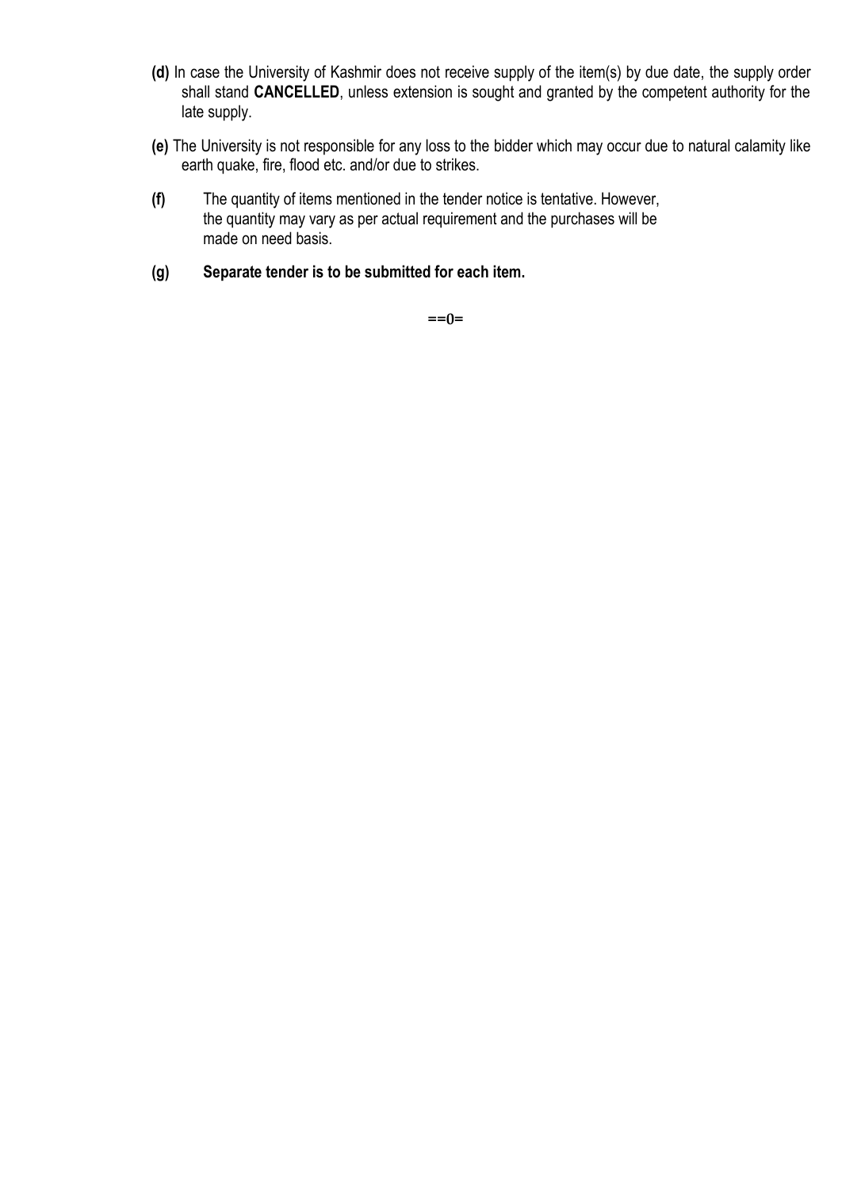**(d)** In case the University of Kashmir does not receive supply of the item(s) by due date, the supply order shall stand **CANCELLED**, unless extension is sought and granted by the competent authority for the late supply.

**(e)** The University is not responsible for any loss to the bidder which may occur due to natural calamity like earth quake, fire, flood etc. and/or due to strikes.

**(f)** The quantity of items mentioned in the tender notice is tentative. However, the quantity may vary as per actual requirement and the purchases will be made on need basis.

**(g)** **Separate tender is to be submitted for each item.**

==0=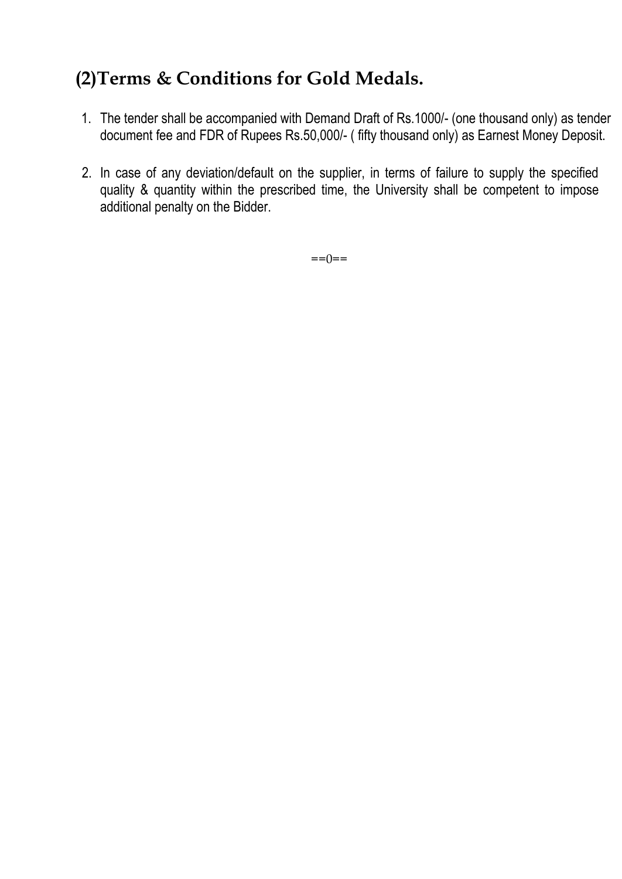## (2)Terms & Conditions for Gold Medals.

1. The tender shall be accompanied with Demand Draft of Rs.1000/- (one thousand only) as tender document fee and FDR of Rupees Rs.50,000/- ( fifty thousand only) as Earnest Money Deposit.

2. In case of any deviation/default on the supplier, in terms of failure to supply the specified quality & quantity within the prescribed time, the University shall be competent to impose additional penalty on the Bidder.

==0==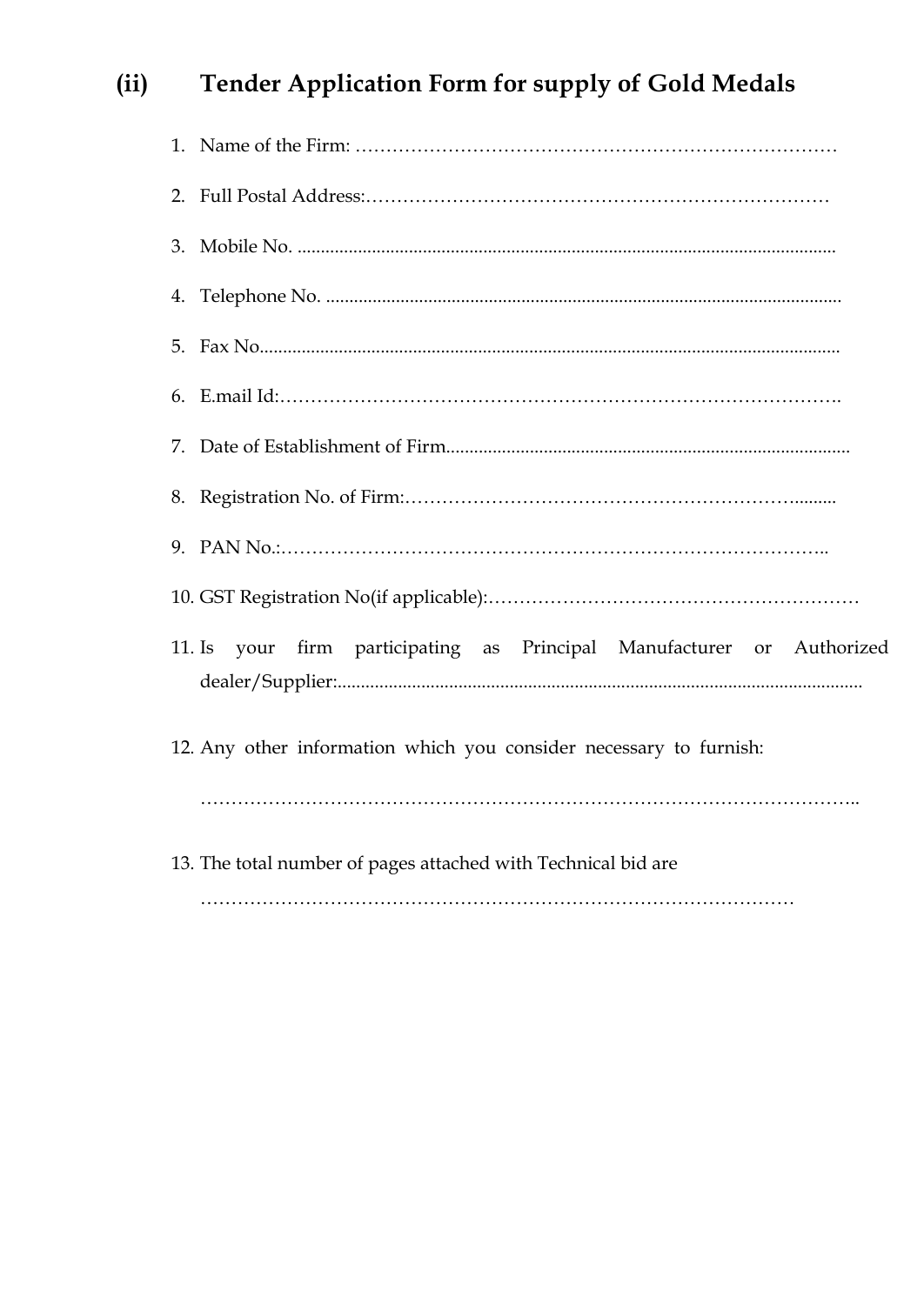## (ii) Tender Application Form for supply of Gold Medals

1. Name of the Firm: ……………………………………………………………………
2. Full Postal Address:………………………………………………………………
3. Mobile No. ..................................................................................................................
4. Telephone No. ..............................................................................................................
5. Fax No..........................................................................................................................
6. E.mail Id:……………………………………………………………………………….
7. Date of Establishment of Firm.......................................................................................
8. Registration No. of Firm:…………………………………………………………........
9. PAN No.:……………………………………………………………………………..
10. GST Registration No(if applicable):…………………………………………………
11. Is your firm participating as Principal Manufacturer or Authorized dealer/Supplier:...............................................................................................................
12. Any other information which you consider necessary to furnish:

    ……………………………………………………………………………………………..

13. The total number of pages attached with Technical bid are

    …………………………………………………………………………………………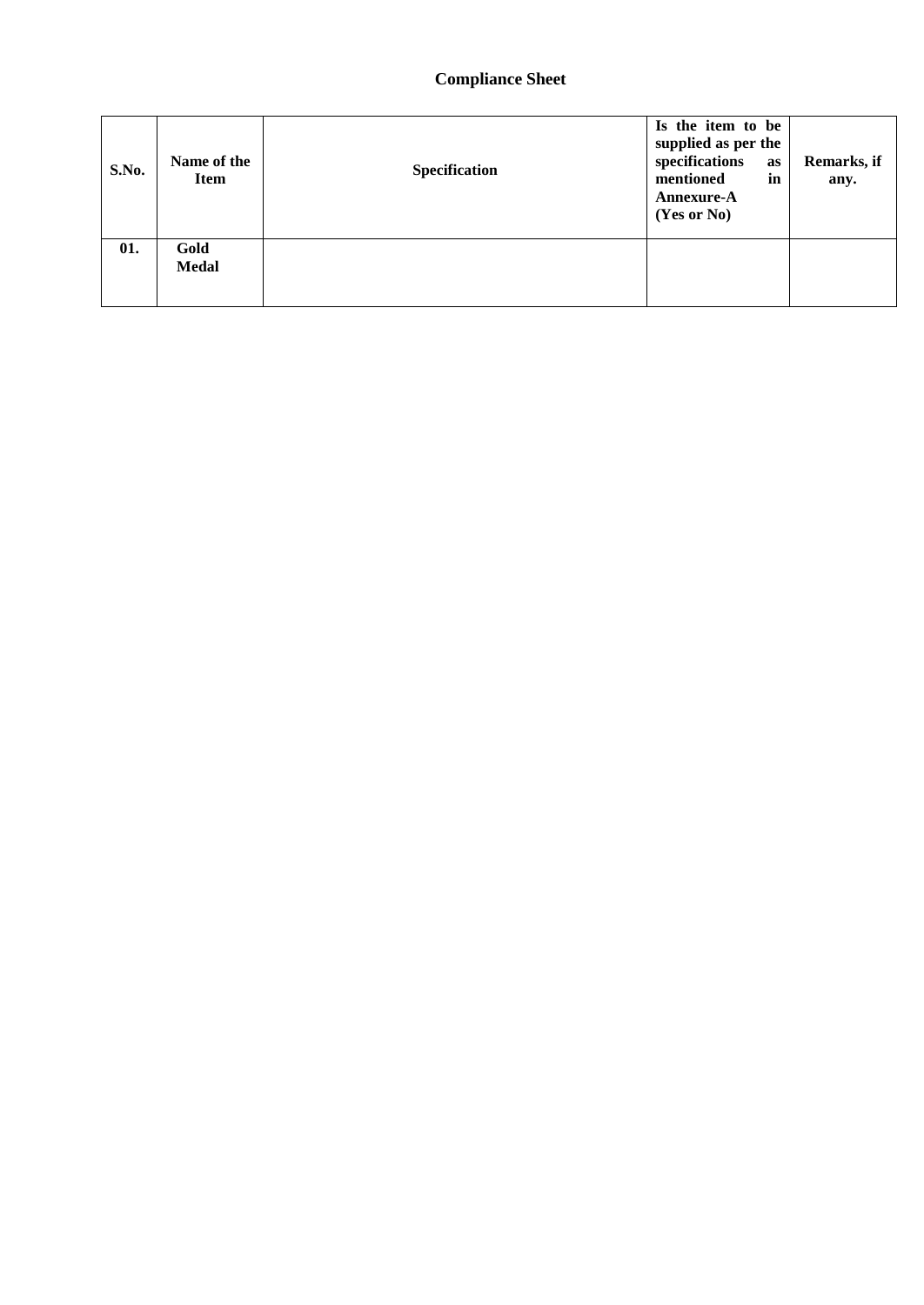# Compliance Sheet

| S.No. | Name of the Item | Specification | Is the item to be supplied as per the specifications as mentioned in Annexure-A (Yes or No) | Remarks, if any. |
|---|---|---|---|---|
| **01.** | **Gold Medal** | | | |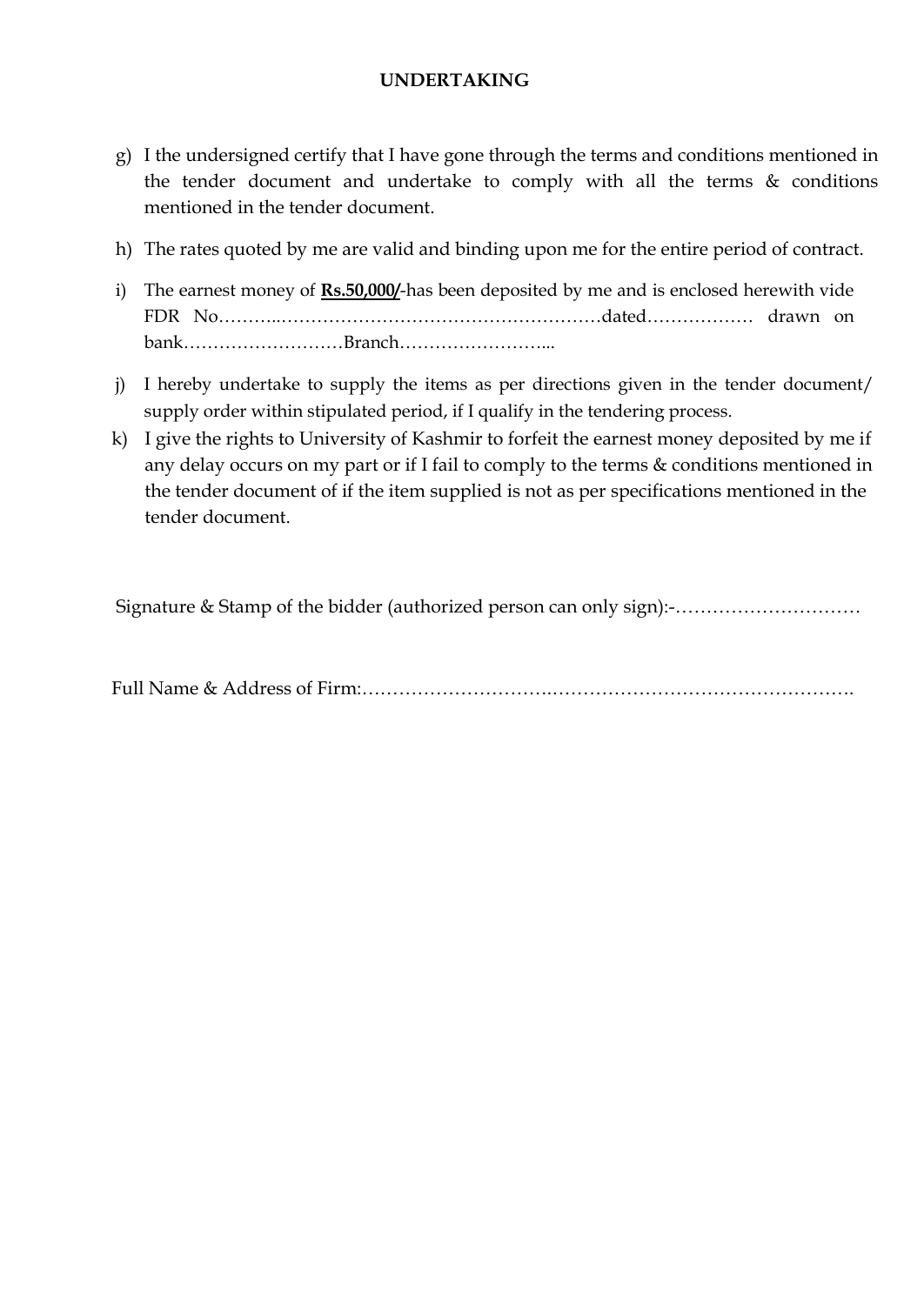**UNDERTAKING**

g) I the undersigned certify that I have gone through the terms and conditions mentioned in the tender document and undertake to comply with all the terms & conditions mentioned in the tender document.

h) The rates quoted by me are valid and binding upon me for the entire period of contract.

i) The earnest money of **Rs.50,000/-**has been deposited by me and is enclosed herewith vide FDR No………..……………………………………………dated……………… drawn on bank………………………Branch……………………...

j) I hereby undertake to supply the items as per directions given in the tender document/ supply order within stipulated period, if I qualify in the tendering process.

k) I give the rights to University of Kashmir to forfeit the earnest money deposited by me if any delay occurs on my part or if I fail to comply to the terms & conditions mentioned in the tender document of if the item supplied is not as per specifications mentioned in the tender document.

Signature & Stamp of the bidder (authorized person can only sign):-…………………………

Full Name & Address of Firm:………………………….………………………………………….